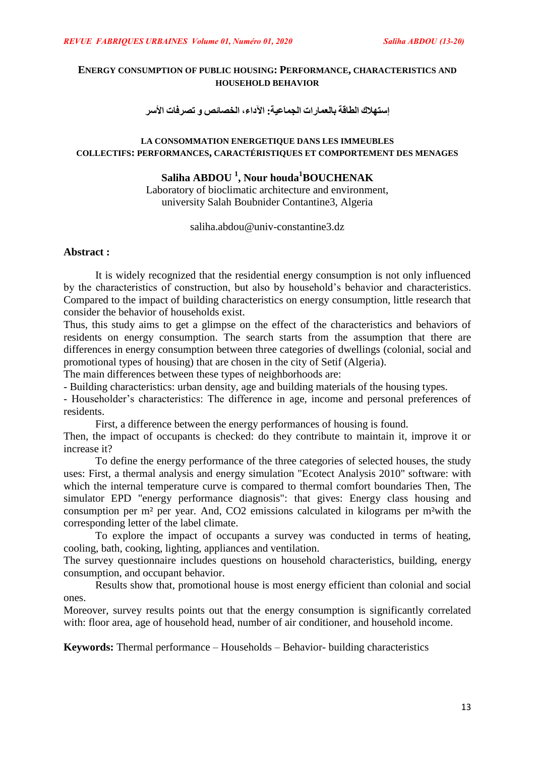# ENERGY CONSUMPTION OF PUBLIC HOUSING: PERFORMANCE, CHARACTERISTICS AND HOUSEHOLD BEHAVIOR

## إستهلاك الطاقة بالعمارات الجماعية: الآداء، الخصائص و تصرفات الأسر

## LA CONSOMMATION ENERGETIQUE DANS LES IMMEUBLES COLLECTIFS: PERFORMANCES, CARACTÉRISTIQUES ET COMPORTEMENT DES MENAGES

**Saliha ABDOU [1], Nour houda[1]BOUCHENAK**

Laboratory of bioclimatic architecture and environment,
university Salah Boubnider Contantine3, Algeria

saliha.abdou@univ-constantine3.dz

**Abstract :**

It is widely recognized that the residential energy consumption is not only influenced by the characteristics of construction, but also by household's behavior and characteristics. Compared to the impact of building characteristics on energy consumption, little research that consider the behavior of households exist.

Thus, this study aims to get a glimpse on the effect of the characteristics and behaviors of residents on energy consumption. The search starts from the assumption that there are differences in energy consumption between three categories of dwellings (colonial, social and promotional types of housing) that are chosen in the city of Setif (Algeria).

The main differences between these types of neighborhoods are:

- Building characteristics: urban density, age and building materials of the housing types.
- Householder's characteristics: The difference in age, income and personal preferences of residents.

First, a difference between the energy performances of housing is found.

Then, the impact of occupants is checked: do they contribute to maintain it, improve it or increase it?

To define the energy performance of the three categories of selected houses, the study uses: First, a thermal analysis and energy simulation "Ecotect Analysis 2010" software: with which the internal temperature curve is compared to thermal comfort boundaries Then, The simulator EPD "energy performance diagnosis": that gives: Energy class housing and consumption per m² per year. And, $CO_2$ emissions calculated in kilograms per m²with the corresponding letter of the label climate.

To explore the impact of occupants a survey was conducted in terms of heating, cooling, bath, cooking, lighting, appliances and ventilation.

The survey questionnaire includes questions on household characteristics, building, energy consumption, and occupant behavior.

Results show that, promotional house is most energy efficient than colonial and social ones.

Moreover, survey results points out that the energy consumption is significantly correlated with: floor area, age of household head, number of air conditioner, and household income.

**Keywords:** Thermal performance – Households – Behavior- building characteristics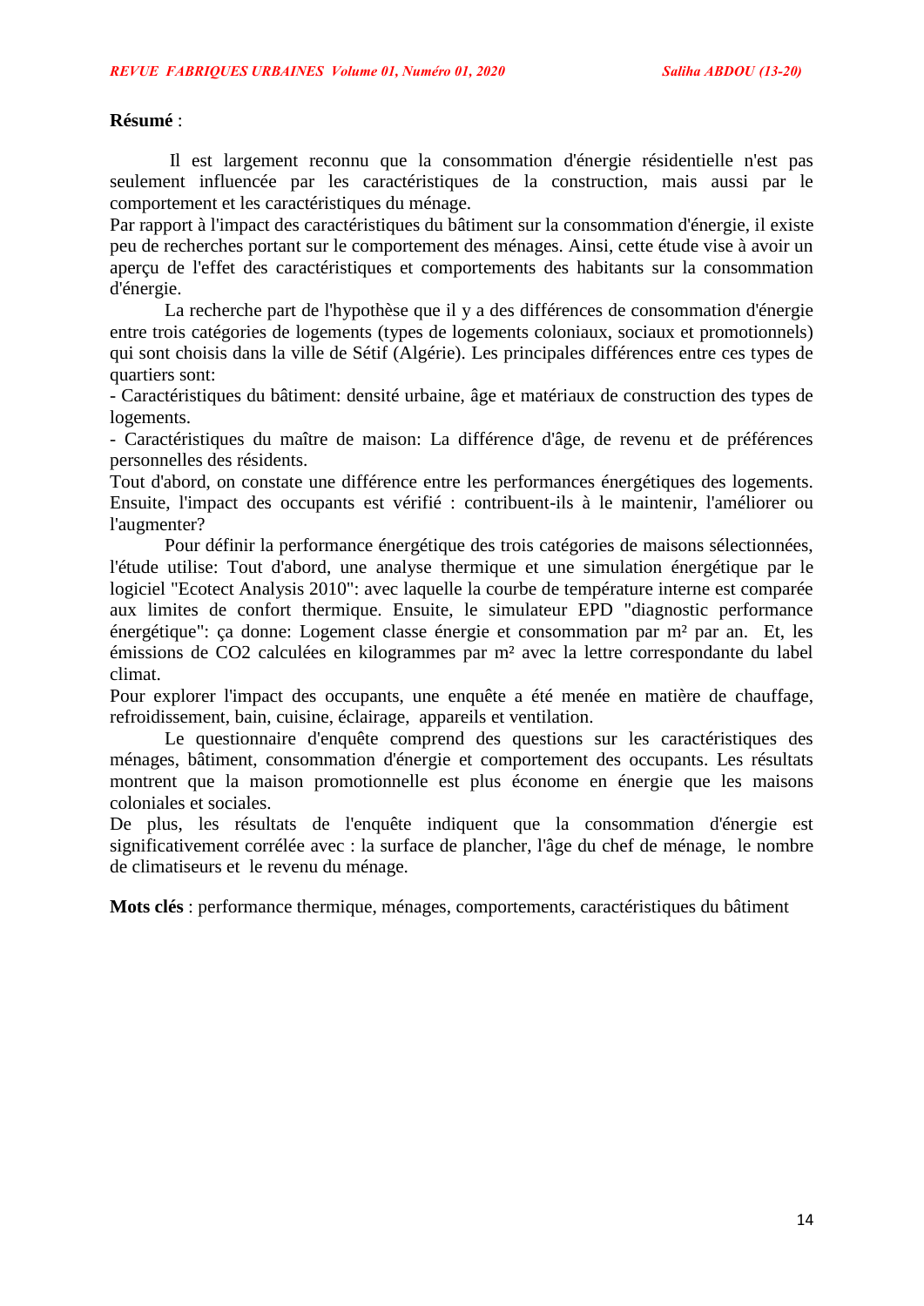**Résumé** :

Il est largement reconnu que la consommation d'énergie résidentielle n'est pas seulement influencée par les caractéristiques de la construction, mais aussi par le comportement et les caractéristiques du ménage.
Par rapport à l'impact des caractéristiques du bâtiment sur la consommation d'énergie, il existe peu de recherches portant sur le comportement des ménages. Ainsi, cette étude vise à avoir un aperçu de l'effet des caractéristiques et comportements des habitants sur la consommation d'énergie.

La recherche part de l'hypothèse que il y a des différences de consommation d'énergie entre trois catégories de logements (types de logements coloniaux, sociaux et promotionnels) qui sont choisis dans la ville de Sétif (Algérie). Les principales différences entre ces types de quartiers sont:

- Caractéristiques du bâtiment: densité urbaine, âge et matériaux de construction des types de logements.
- Caractéristiques du maître de maison: La différence d'âge, de revenu et de préférences personnelles des résidents.

Tout d'abord, on constate une différence entre les performances énergétiques des logements. Ensuite, l'impact des occupants est vérifié : contribuent-ils à le maintenir, l'améliorer ou l'augmenter?

Pour définir la performance énergétique des trois catégories de maisons sélectionnées, l'étude utilise: Tout d'abord, une analyse thermique et une simulation énergétique par le logiciel "Ecotect Analysis 2010": avec laquelle la courbe de température interne est comparée aux limites de confort thermique. Ensuite, le simulateur EPD "diagnostic performance énergétique": ça donne: Logement classe énergie et consommation par m² par an. Et, les émissions de $CO_2$ calculées en kilogrammes par m² avec la lettre correspondante du label climat.
Pour explorer l'impact des occupants, une enquête a été menée en matière de chauffage, refroidissement, bain, cuisine, éclairage, appareils et ventilation.

Le questionnaire d'enquête comprend des questions sur les caractéristiques des ménages, bâtiment, consommation d'énergie et comportement des occupants. Les résultats montrent que la maison promotionnelle est plus économe en énergie que les maisons coloniales et sociales.
De plus, les résultats de l'enquête indiquent que la consommation d'énergie est significativement corrélée avec : la surface de plancher, l'âge du chef de ménage, le nombre de climatiseurs et le revenu du ménage.

**Mots clés** : performance thermique, ménages, comportements, caractéristiques du bâtiment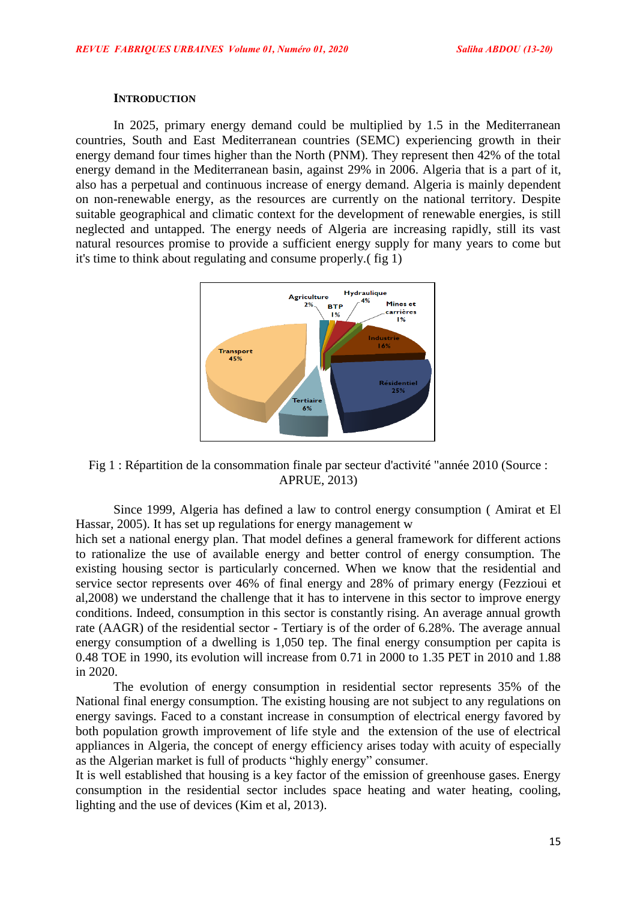## INTRODUCTION

In 2025, primary energy demand could be multiplied by 1.5 in the Mediterranean countries, South and East Mediterranean countries (SEMC) experiencing growth in their energy demand four times higher than the North (PNM). They represent then 42% of the total energy demand in the Mediterranean basin, against 29% in 2006. Algeria that is a part of it, also has a perpetual and continuous increase of energy demand. Algeria is mainly dependent on non-renewable energy, as the resources are currently on the national territory. Despite suitable geographical and climatic context for the development of renewable energies, is still neglected and untapped. The energy needs of Algeria are increasing rapidly, still its vast natural resources promise to provide a sufficient energy supply for many years to come but it's time to think about regulating and consume properly.( fig 1)

Fig 1 : Répartition de la consommation finale par secteur d'activité "année 2010 (Source : APRUE, 2013)

Since 1999, Algeria has defined a law to control energy consumption ( Amirat et El Hassar, 2005). It has set up regulations for energy management w
hich set a national energy plan. That model defines a general framework for different actions to rationalize the use of available energy and better control of energy consumption. The existing housing sector is particularly concerned. When we know that the residential and service sector represents over 46% of final energy and 28% of primary energy (Fezzioui et al,2008) we understand the challenge that it has to intervene in this sector to improve energy conditions. Indeed, consumption in this sector is constantly rising. An average annual growth rate (AAGR) of the residential sector - Tertiary is of the order of 6.28%. The average annual energy consumption of a dwelling is 1,050 tep. The final energy consumption per capita is 0.48 TOE in 1990, its evolution will increase from 0.71 in 2000 to 1.35 PET in 2010 and 1.88 in 2020.

The evolution of energy consumption in residential sector represents 35% of the National final energy consumption. The existing housing are not subject to any regulations on energy savings. Faced to a constant increase in consumption of electrical energy favored by both population growth improvement of life style and the extension of the use of electrical appliances in Algeria, the concept of energy efficiency arises today with acuity of especially as the Algerian market is full of products "highly energy" consumer.

It is well established that housing is a key factor of the emission of greenhouse gases. Energy consumption in the residential sector includes space heating and water heating, cooling, lighting and the use of devices (Kim et al, 2013).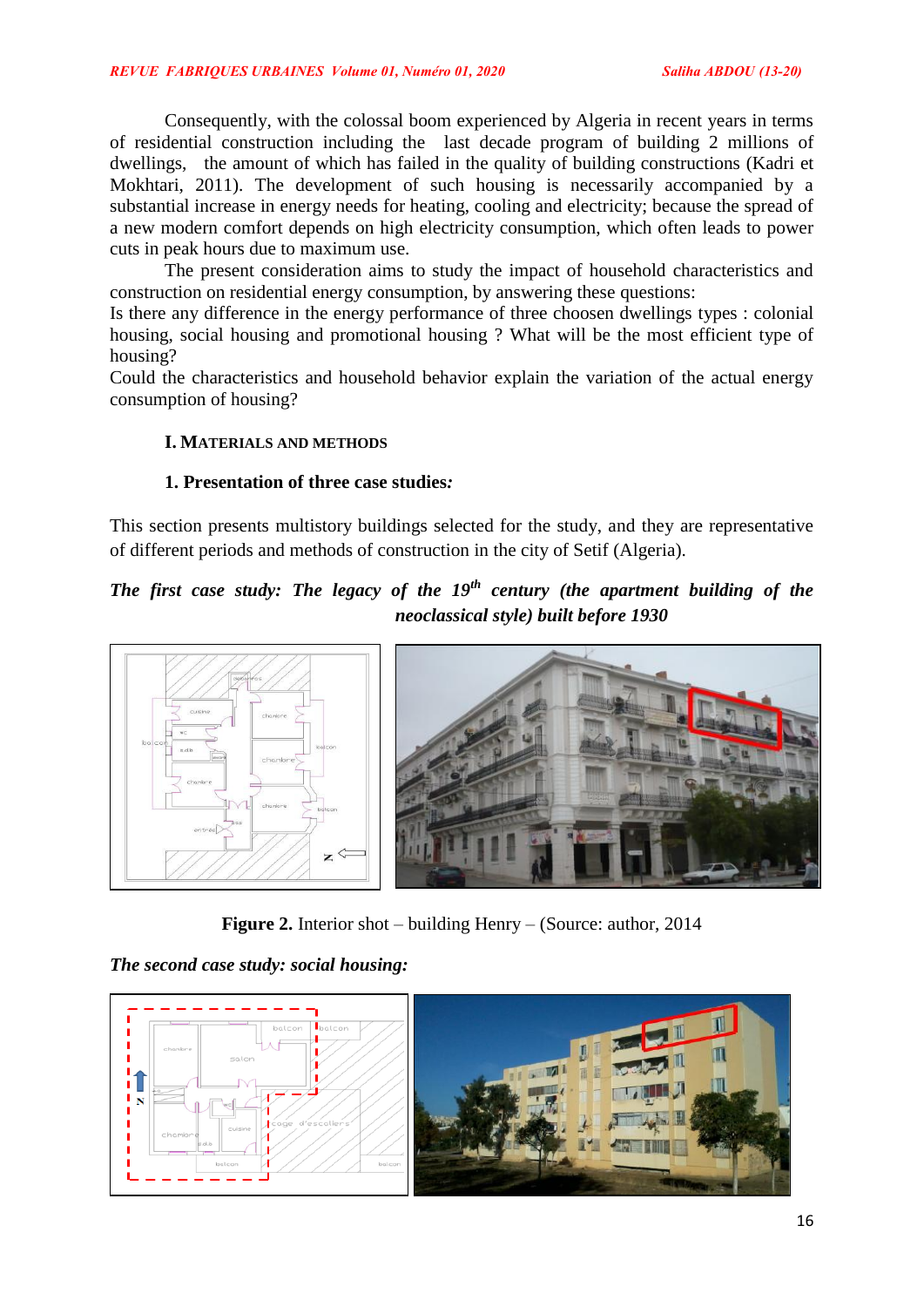Consequently, with the colossal boom experienced by Algeria in recent years in terms of residential construction including the last decade program of building 2 millions of dwellings, the amount of which has failed in the quality of building constructions (Kadri et Mokhtari, 2011). The development of such housing is necessarily accompanied by a substantial increase in energy needs for heating, cooling and electricity; because the spread of a new modern comfort depends on high electricity consumption, which often leads to power cuts in peak hours due to maximum use.

The present consideration aims to study the impact of household characteristics and construction on residential energy consumption, by answering these questions:

Is there any difference in the energy performance of three choosen dwellings types : colonial housing, social housing and promotional housing ? What will be the most efficient type of housing?

Could the characteristics and household behavior explain the variation of the actual energy consumption of housing?

## I. MATERIALS AND METHODS

### 1. Presentation of three case studies*:*

This section presents multistory buildings selected for the study, and they are representative of different periods and methods of construction in the city of Setif (Algeria).

***The first case study: The legacy of the 19th century (the apartment building of the neoclassical style) built before 1930***

**Figure 2.** Interior shot – building Henry – (Source: author, 2014

***The second case study: social housing:***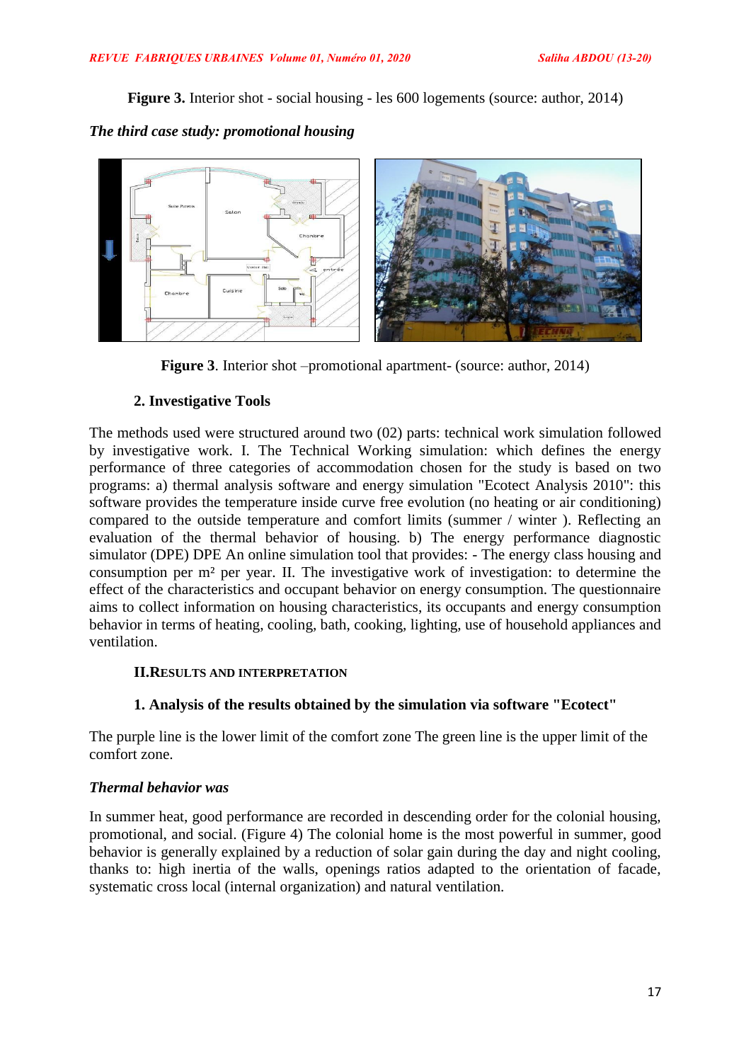**Figure 3.** Interior shot - social housing - les 600 logements (source: author, 2014)

***The third case study: promotional housing***

**Figure 3**. Interior shot –promotional apartment- (source: author, 2014)

### 2. Investigative Tools

The methods used were structured around two (02) parts: technical work simulation followed by investigative work. I. The Technical Working simulation: which defines the energy performance of three categories of accommodation chosen for the study is based on two programs: a) thermal analysis software and energy simulation "Ecotect Analysis 2010": this software provides the temperature inside curve free evolution (no heating or air conditioning) compared to the outside temperature and comfort limits (summer / winter ). Reflecting an evaluation of the thermal behavior of housing. b) The energy performance diagnostic simulator (DPE) DPE An online simulation tool that provides: - The energy class housing and consumption per m² per year. II. The investigative work of investigation: to determine the effect of the characteristics and occupant behavior on energy consumption. The questionnaire aims to collect information on housing characteristics, its occupants and energy consumption behavior in terms of heating, cooling, bath, cooking, lighting, use of household appliances and ventilation.

## II.RESULTS AND INTERPRETATION

### 1. Analysis of the results obtained by the simulation via software "Ecotect"

The purple line is the lower limit of the comfort zone The green line is the upper limit of the comfort zone.

***Thermal behavior was***

In summer heat, good performance are recorded in descending order for the colonial housing, promotional, and social. (Figure 4) The colonial home is the most powerful in summer, good behavior is generally explained by a reduction of solar gain during the day and night cooling, thanks to: high inertia of the walls, openings ratios adapted to the orientation of facade, systematic cross local (internal organization) and natural ventilation.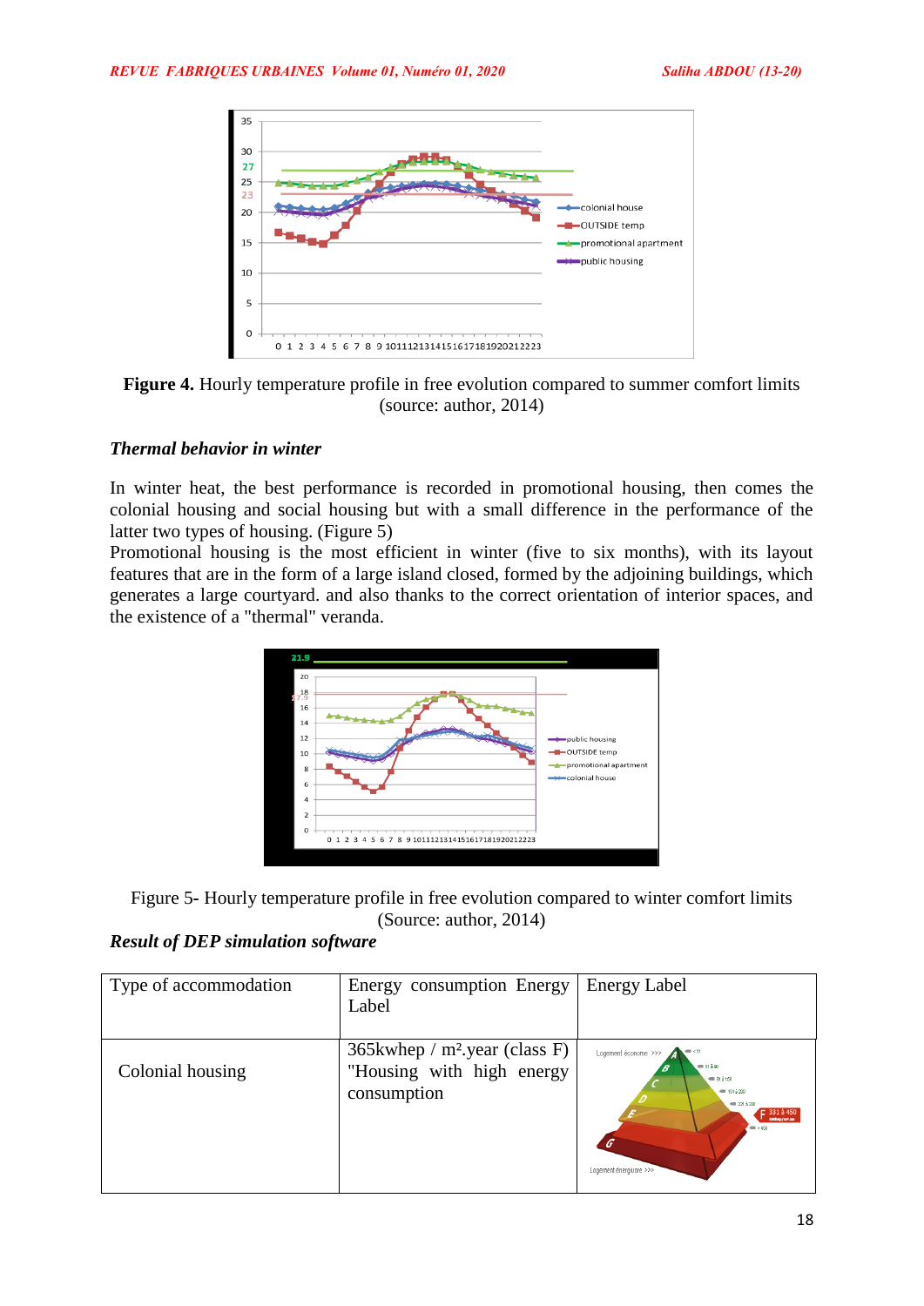**Figure 4.** Hourly temperature profile in free evolution compared to summer comfort limits (source: author, 2014)

### *Thermal behavior in winter*

In winter heat, the best performance is recorded in promotional housing, then comes the colonial housing and social housing but with a small difference in the performance of the latter two types of housing. (Figure 5)
Promotional housing is the most efficient in winter (five to six months), with its layout features that are in the form of a large island closed, formed by the adjoining buildings, which generates a large courtyard. and also thanks to the correct orientation of interior spaces, and the existence of a "thermal" veranda.

Figure 5- Hourly temperature profile in free evolution compared to winter comfort limits (Source: author, 2014)

### *Result of DEP simulation software*

| Type of accommodation | Energy consumption Energy Label | Energy Label |
|---|---|---|
| Colonial housing | 365kwhep / m².year (class F) "Housing with high energy consumption | |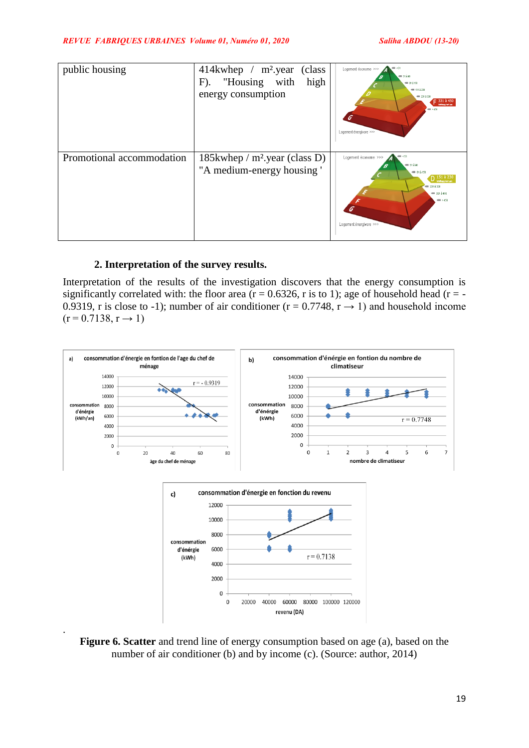| public housing | 414kwhep / m².year (class F). "Housing with high energy consumption |  |
|---|---|---|
| Promotional accommodation | 185kwhep / m².year (class D) "A medium-energy housing ' |  |

## 2. Interpretation of the survey results.

Interpretation of the results of the investigation discovers that the energy consumption is significantly correlated with: the floor area (r = 0.6326, r is to 1); age of household head (r = -0.9319, r is close to -1); number of air conditioner (r = 0.7748, r → 1) and household income (r = 0.7138, r → 1)

.

**Figure 6. Scatter** and trend line of energy consumption based on age (a), based on the number of air conditioner (b) and by income (c). (Source: author, 2014)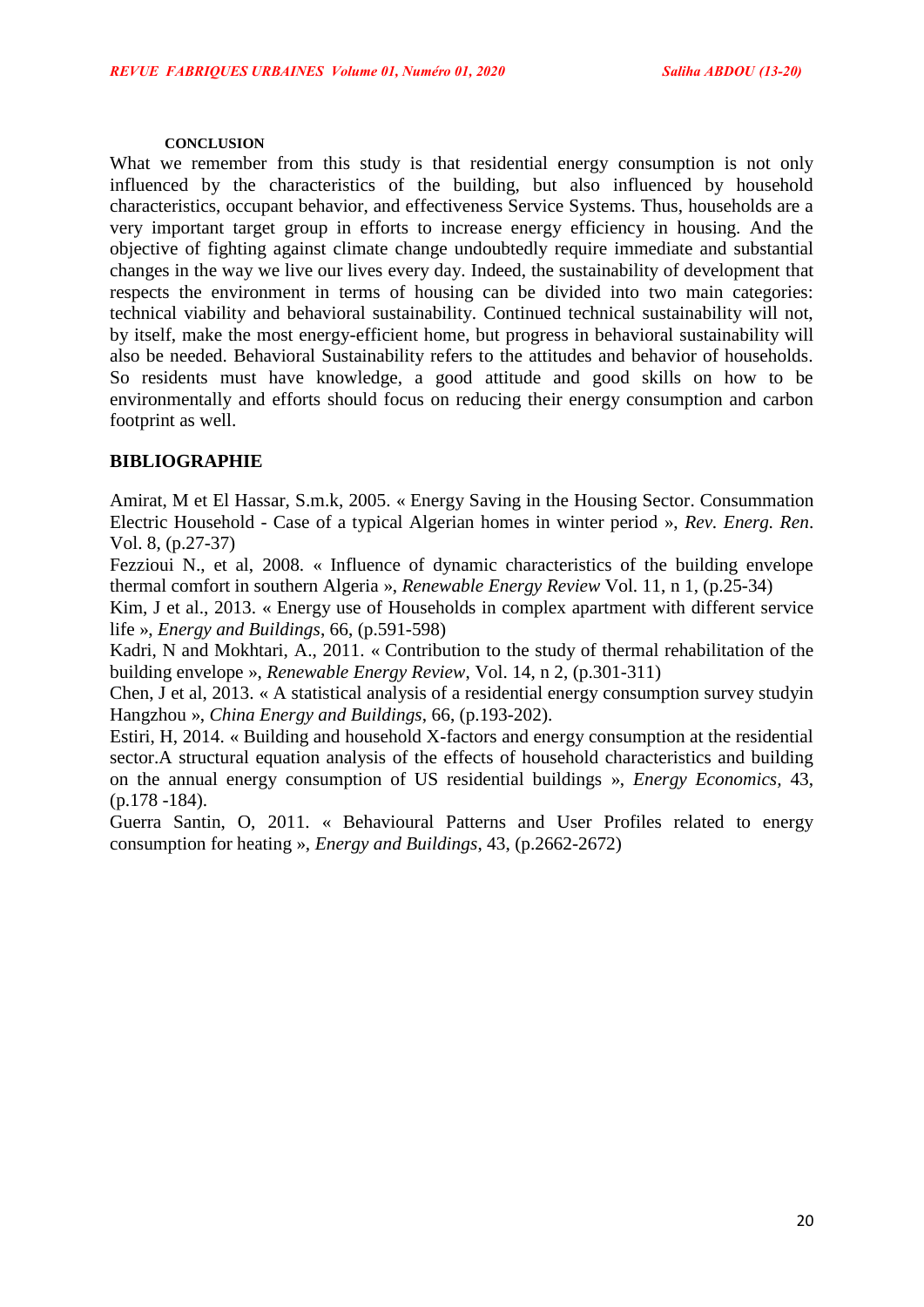## CONCLUSION

What we remember from this study is that residential energy consumption is not only influenced by the characteristics of the building, but also influenced by household characteristics, occupant behavior, and effectiveness Service Systems. Thus, households are a very important target group in efforts to increase energy efficiency in housing. And the objective of fighting against climate change undoubtedly require immediate and substantial changes in the way we live our lives every day. Indeed, the sustainability of development that respects the environment in terms of housing can be divided into two main categories: technical viability and behavioral sustainability. Continued technical sustainability will not, by itself, make the most energy-efficient home, but progress in behavioral sustainability will also be needed. Behavioral Sustainability refers to the attitudes and behavior of households. So residents must have knowledge, a good attitude and good skills on how to be environmentally and efforts should focus on reducing their energy consumption and carbon footprint as well.

## BIBLIOGRAPHIE

Amirat, M et El Hassar, S.m.k, 2005. « Energy Saving in the Housing Sector. Consummation Electric Household - Case of a typical Algerian homes in winter period », *Rev. Energ. Ren*. Vol. 8, (p.27-37)

Fezzioui N., et al, 2008. « Influence of dynamic characteristics of the building envelope thermal comfort in southern Algeria », *Renewable Energy Review* Vol. 11, n 1, (p.25-34)

Kim, J et al., 2013. « Energy use of Households in complex apartment with different service life », *Energy and Buildings*, 66, (p.591-598)

Kadri, N and Mokhtari, A., 2011. « Contribution to the study of thermal rehabilitation of the building envelope », *Renewable Energy Review*, Vol. 14, n 2, (p.301-311)

Chen, J et al, 2013. « A statistical analysis of a residential energy consumption survey studyin Hangzhou », *China Energy and Buildings*, 66, (p.193-202).

Estiri, H, 2014. « Building and household X-factors and energy consumption at the residential sector.A structural equation analysis of the effects of household characteristics and building on the annual energy consumption of US residential buildings », *Energy Economics*, 43, (p.178 -184).

Guerra Santin, O, 2011. « Behavioural Patterns and User Profiles related to energy consumption for heating », *Energy and Buildings*, 43, (p.2662-2672)